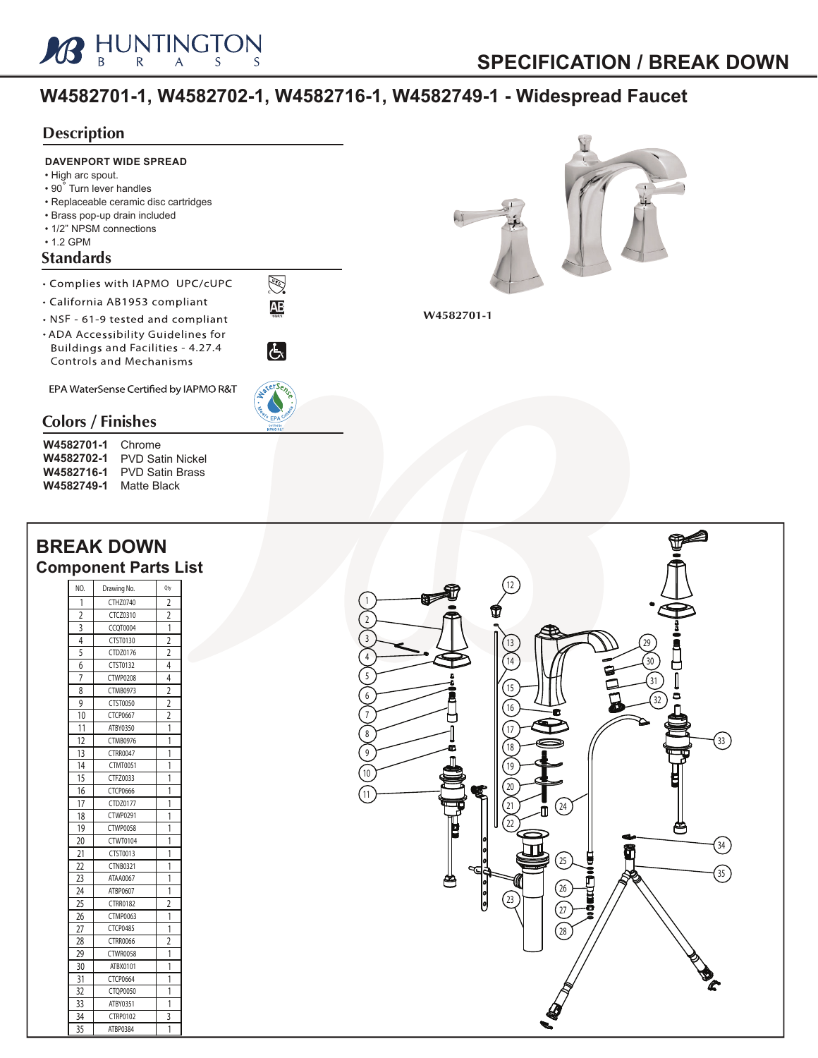# SPECIFICATION / BREAK DOWN

## W4582701-1, W4582702-1, W4582716-1, W4582749-1 - Widespread Faucet

### Description

**DAVENPORT WIDE SPREAD**

- High arc spout.
- 90° Turn lever handles
- Replaceable ceramic disc cartridges
- Brass pop-up drain included
- 1/2" NPSM connections
- 1.2 GPM

### Standards

- Complies with IAPMO UPC/cUPC
- California AB1953 compliant
- NSF - 61-9 tested and compliant
- ADA Accessibility Guidelines for Buildings and Facilities - 4.27.4 Controls and Mechanisms

EPA WaterSense Certified by IAPMO R&T

### Colors / Finishes

| | |
|---|---|
| **W4582701-1** | Chrome |
| **W4582702-1** | PVD Satin Nickel |
| **W4582716-1** | PVD Satin Brass |
| **W4582749-1** | Matte Black |

W4582701-1

## BREAK DOWN

### Component Parts List

| NO. | Drawing No. | Qty |
|---|---|---|
| 1 | CTHZ0740 | 2 |
| 2 | CTCZ0310 | 2 |
| 3 | CCQT0004 | 1 |
| 4 | CTST0130 | 2 |
| 5 | CTDZ0176 | 2 |
| 6 | CTST0132 | 4 |
| 7 | CTWP0208 | 4 |
| 8 | CTMB0973 | 2 |
| 9 | CTST0050 | 2 |
| 10 | CTCP0667 | 2 |
| 11 | ATBY0350 | 1 |
| 12 | CTMB0976 | 1 |
| 13 | CTRR0047 | 1 |
| 14 | CTMT0051 | 1 |
| 15 | CTFZ0033 | 1 |
| 16 | CTCP0666 | 1 |
| 17 | CTDZ0177 | 1 |
| 18 | CTWP0291 | 1 |
| 19 | CTWP0058 | 1 |
| 20 | CTWT0104 | 1 |
| 21 | CTST0013 | 1 |
| 22 | CTNB0321 | 1 |
| 23 | ATAA0067 | 1 |
| 24 | ATBP0607 | 1 |
| 25 | CTRR0182 | 2 |
| 26 | CTMP0063 | 1 |
| 27 | CTCP0485 | 1 |
| 28 | CTRR0066 | 2 |
| 29 | CTWR0058 | 1 |
| 30 | ATBX0101 | 1 |
| 31 | CTCP0664 | 1 |
| 32 | CTQP0050 | 1 |
| 33 | ATBY0351 | 1 |
| 34 | CTRP0102 | 3 |
| 35 | ATBP0384 | 1 |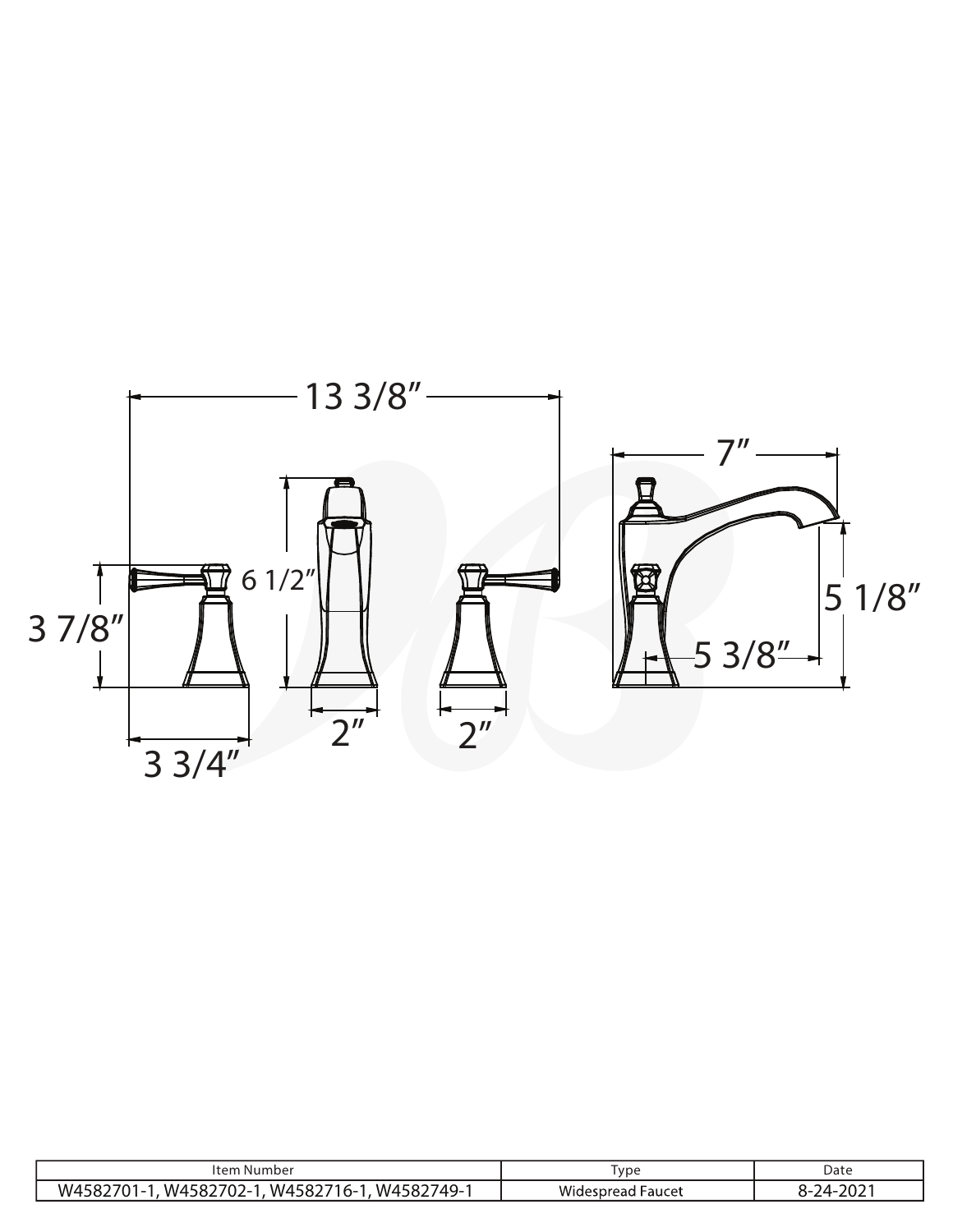13 3/8″

7″

6 1/2″

3 7/8″

5 1/8″

5 3/8″

2″

2″

3 3/4″

| Item Number | Type | Date |
|---|---|---|
| W4582701-1, W4582702-1, W4582716-1, W4582749-1 | Widespread Faucet | 8-24-2021 |